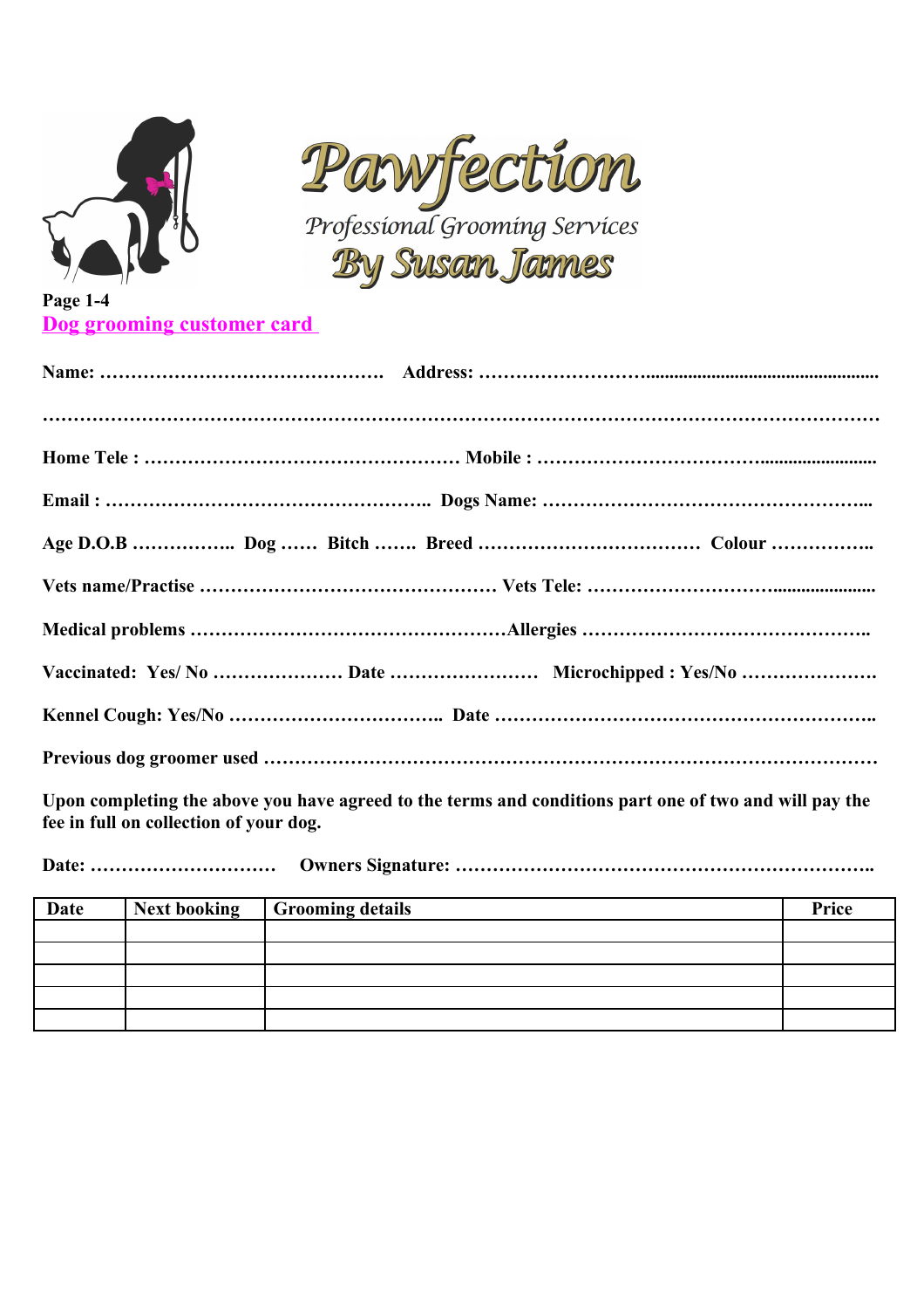# Pawfection

Professional Grooming Services

By Susan James

**Page 1-4**

## Dog grooming customer card

**Name: ………………………………………. Address: …………………….................................................**

**…………………………………………………………………………………………………………………**

**Home Tele : …………………………………………. Mobile : …………………………….......................**

**Email : ……………………………………………. Dogs Name: ……………………………………………..**

**Age D.O.B …………….. Dog …… Bitch ……. Breed ……………………………… Colour ……………..**

**Vets name/Practise ………………………………………. Vets Tele: ……………………….....................**

**Medical problems ……………………………………………Allergies ………………………………………..**

**Vaccinated: Yes/ No ………………… Date …………………… Microchipped : Yes/No ………………….**

**Kennel Cough: Yes/No …………………………….. Date ……………………………………………………..**

**Previous dog groomer used ……………………………………………………………………………………**

**Upon completing the above you have agreed to the terms and conditions part one of two and will pay the fee in full on collection of your dog.**

**Date: ………………………… Owners Signature: …………………………………………………………..**

| Date | Next booking | Grooming details | Price |
|---|---|---|---|
| | | | |
| | | | |
| | | | |
| | | | |
| | | | |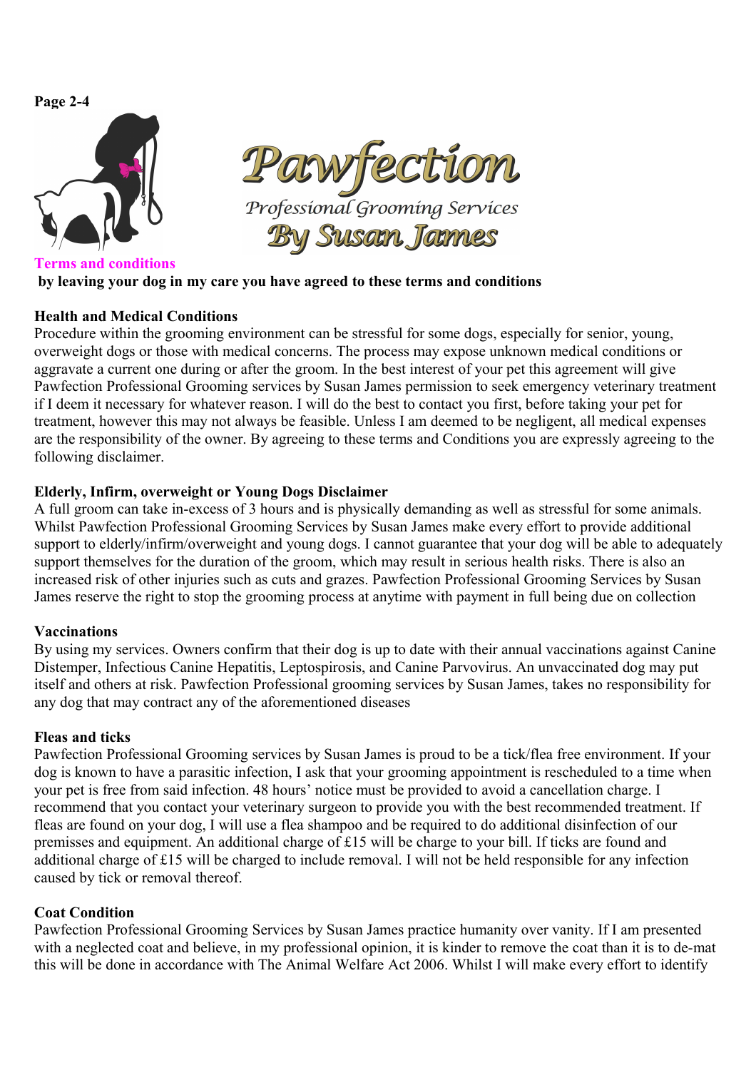Page 2-4

Pawfection

Professional Grooming Services

By Susan James

**Terms and conditions**

**by leaving your dog in my care you have agreed to these terms and conditions**

**Health and Medical Conditions**

Procedure within the grooming environment can be stressful for some dogs, especially for senior, young, overweight dogs or those with medical concerns. The process may expose unknown medical conditions or aggravate a current one during or after the groom. In the best interest of your pet this agreement will give Pawfection Professional Grooming services by Susan James permission to seek emergency veterinary treatment if I deem it necessary for whatever reason. I will do the best to contact you first, before taking your pet for treatment, however this may not always be feasible. Unless I am deemed to be negligent, all medical expenses are the responsibility of the owner. By agreeing to these terms and Conditions you are expressly agreeing to the following disclaimer.

**Elderly, Infirm, overweight or Young Dogs Disclaimer**

A full groom can take in-excess of 3 hours and is physically demanding as well as stressful for some animals. Whilst Pawfection Professional Grooming Services by Susan James make every effort to provide additional support to elderly/infirm/overweight and young dogs. I cannot guarantee that your dog will be able to adequately support themselves for the duration of the groom, which may result in serious health risks. There is also an increased risk of other injuries such as cuts and grazes. Pawfection Professional Grooming Services by Susan James reserve the right to stop the grooming process at anytime with payment in full being due on collection

**Vaccinations**

By using my services. Owners confirm that their dog is up to date with their annual vaccinations against Canine Distemper, Infectious Canine Hepatitis, Leptospirosis, and Canine Parvovirus. An unvaccinated dog may put itself and others at risk. Pawfection Professional grooming services by Susan James, takes no responsibility for any dog that may contract any of the aforementioned diseases

**Fleas and ticks**

Pawfection Professional Grooming services by Susan James is proud to be a tick/flea free environment. If your dog is known to have a parasitic infection, I ask that your grooming appointment is rescheduled to a time when your pet is free from said infection. 48 hours' notice must be provided to avoid a cancellation charge. I recommend that you contact your veterinary surgeon to provide you with the best recommended treatment. If fleas are found on your dog, I will use a flea shampoo and be required to do additional disinfection of our premisses and equipment. An additional charge of £15 will be charge to your bill. If ticks are found and additional charge of £15 will be charged to include removal. I will not be held responsible for any infection caused by tick or removal thereof.

**Coat Condition**

Pawfection Professional Grooming Services by Susan James practice humanity over vanity. If I am presented with a neglected coat and believe, in my professional opinion, it is kinder to remove the coat than it is to de-mat this will be done in accordance with The Animal Welfare Act 2006. Whilst I will make every effort to identify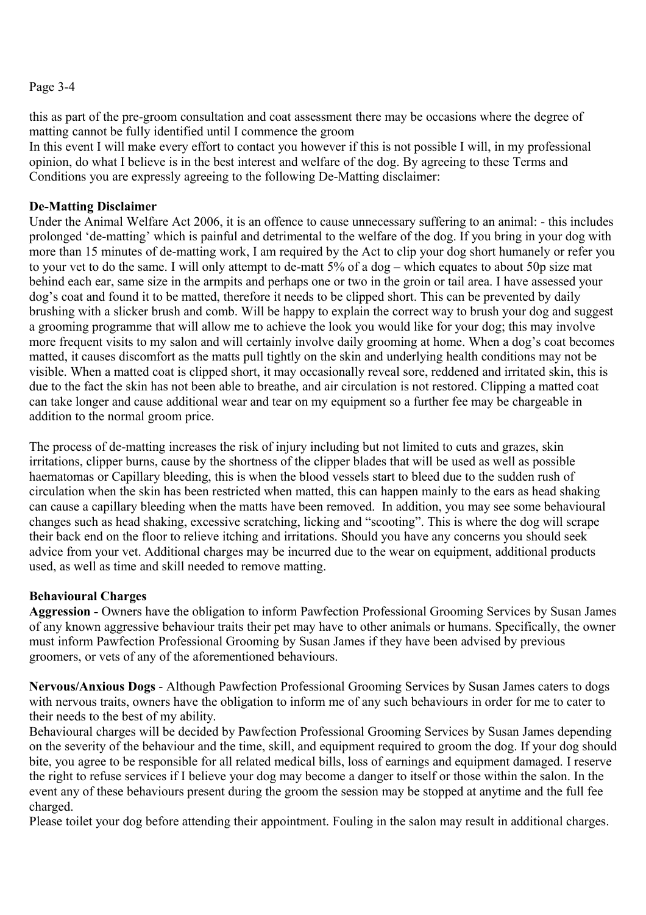Page 3-4

this as part of the pre-groom consultation and coat assessment there may be occasions where the degree of matting cannot be fully identified until I commence the groom

In this event I will make every effort to contact you however if this is not possible I will, in my professional opinion, do what I believe is in the best interest and welfare of the dog. By agreeing to these Terms and Conditions you are expressly agreeing to the following De-Matting disclaimer:

**De-Matting Disclaimer**

Under the Animal Welfare Act 2006, it is an offence to cause unnecessary suffering to an animal: - this includes prolonged 'de-matting' which is painful and detrimental to the welfare of the dog. If you bring in your dog with more than 15 minutes of de-matting work, I am required by the Act to clip your dog short humanely or refer you to your vet to do the same. I will only attempt to de-matt 5% of a dog – which equates to about 50p size mat behind each ear, same size in the armpits and perhaps one or two in the groin or tail area. I have assessed your dog's coat and found it to be matted, therefore it needs to be clipped short. This can be prevented by daily brushing with a slicker brush and comb. Will be happy to explain the correct way to brush your dog and suggest a grooming programme that will allow me to achieve the look you would like for your dog; this may involve more frequent visits to my salon and will certainly involve daily grooming at home. When a dog's coat becomes matted, it causes discomfort as the matts pull tightly on the skin and underlying health conditions may not be visible. When a matted coat is clipped short, it may occasionally reveal sore, reddened and irritated skin, this is due to the fact the skin has not been able to breathe, and air circulation is not restored. Clipping a matted coat can take longer and cause additional wear and tear on my equipment so a further fee may be chargeable in addition to the normal groom price.

The process of de-matting increases the risk of injury including but not limited to cuts and grazes, skin irritations, clipper burns, cause by the shortness of the clipper blades that will be used as well as possible haematomas or Capillary bleeding, this is when the blood vessels start to bleed due to the sudden rush of circulation when the skin has been restricted when matted, this can happen mainly to the ears as head shaking can cause a capillary bleeding when the matts have been removed. In addition, you may see some behavioural changes such as head shaking, excessive scratching, licking and "scooting". This is where the dog will scrape their back end on the floor to relieve itching and irritations. Should you have any concerns you should seek advice from your vet. Additional charges may be incurred due to the wear on equipment, additional products used, as well as time and skill needed to remove matting.

**Behavioural Charges**

**Aggression -** Owners have the obligation to inform Pawfection Professional Grooming Services by Susan James of any known aggressive behaviour traits their pet may have to other animals or humans. Specifically, the owner must inform Pawfection Professional Grooming by Susan James if they have been advised by previous groomers, or vets of any of the aforementioned behaviours.

**Nervous/Anxious Dogs** - Although Pawfection Professional Grooming Services by Susan James caters to dogs with nervous traits, owners have the obligation to inform me of any such behaviours in order for me to cater to their needs to the best of my ability.

Behavioural charges will be decided by Pawfection Professional Grooming Services by Susan James depending on the severity of the behaviour and the time, skill, and equipment required to groom the dog. If your dog should bite, you agree to be responsible for all related medical bills, loss of earnings and equipment damaged. I reserve the right to refuse services if I believe your dog may become a danger to itself or those within the salon. In the event any of these behaviours present during the groom the session may be stopped at anytime and the full fee charged.

Please toilet your dog before attending their appointment. Fouling in the salon may result in additional charges.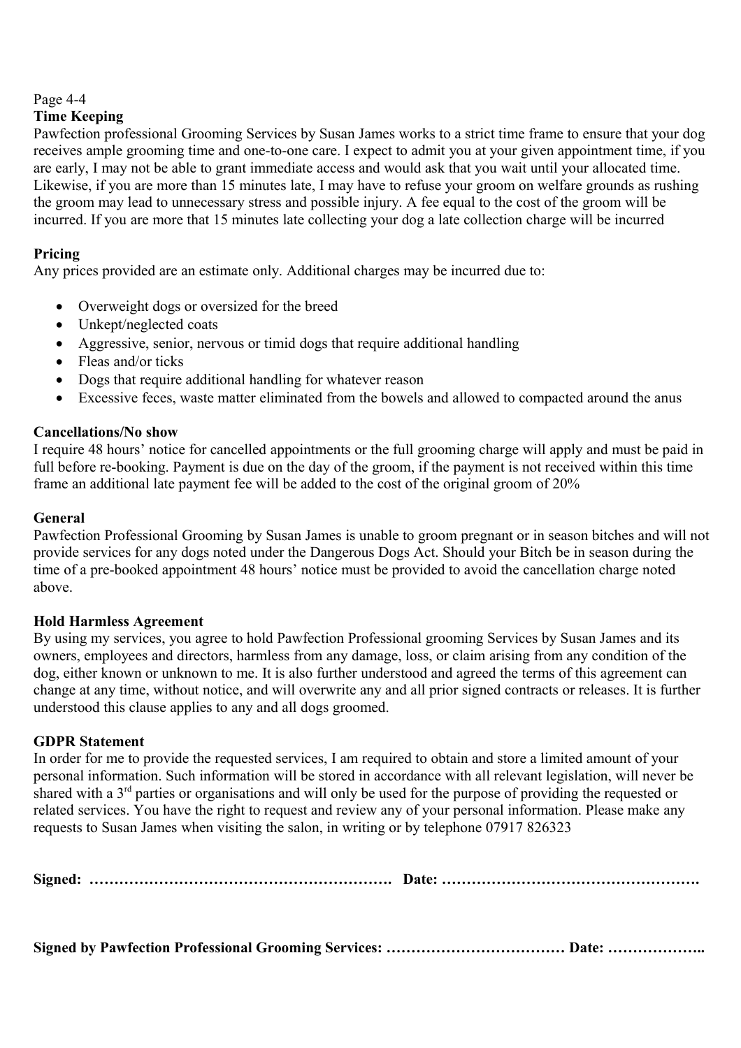Page 4-4

**Time Keeping**

Pawfection professional Grooming Services by Susan James works to a strict time frame to ensure that your dog receives ample grooming time and one-to-one care. I expect to admit you at your given appointment time, if you are early, I may not be able to grant immediate access and would ask that you wait until your allocated time. Likewise, if you are more than 15 minutes late, I may have to refuse your groom on welfare grounds as rushing the groom may lead to unnecessary stress and possible injury. A fee equal to the cost of the groom will be incurred. If you are more that 15 minutes late collecting your dog a late collection charge will be incurred

**Pricing**

Any prices provided are an estimate only. Additional charges may be incurred due to:

- Overweight dogs or oversized for the breed
- Unkept/neglected coats
- Aggressive, senior, nervous or timid dogs that require additional handling
- Fleas and/or ticks
- Dogs that require additional handling for whatever reason
- Excessive feces, waste matter eliminated from the bowels and allowed to compacted around the anus

**Cancellations/No show**

I require 48 hours' notice for cancelled appointments or the full grooming charge will apply and must be paid in full before re-booking. Payment is due on the day of the groom, if the payment is not received within this time frame an additional late payment fee will be added to the cost of the original groom of 20%

**General**

Pawfection Professional Grooming by Susan James is unable to groom pregnant or in season bitches and will not provide services for any dogs noted under the Dangerous Dogs Act. Should your Bitch be in season during the time of a pre-booked appointment 48 hours' notice must be provided to avoid the cancellation charge noted above.

**Hold Harmless Agreement**

By using my services, you agree to hold Pawfection Professional grooming Services by Susan James and its owners, employees and directors, harmless from any damage, loss, or claim arising from any condition of the dog, either known or unknown to me. It is also further understood and agreed the terms of this agreement can change at any time, without notice, and will overwrite any and all prior signed contracts or releases. It is further understood this clause applies to any and all dogs groomed.

**GDPR Statement**

In order for me to provide the requested services, I am required to obtain and store a limited amount of your personal information. Such information will be stored in accordance with all relevant legislation, will never be shared with a 3rd parties or organisations and will only be used for the purpose of providing the requested or related services. You have the right to request and review any of your personal information. Please make any requests to Susan James when visiting the salon, in writing or by telephone 07917 826323

**Signed: ……………………………………………………. Date: …………………………………………….**

**Signed by Pawfection Professional Grooming Services: ……………………………… Date: ………………..**